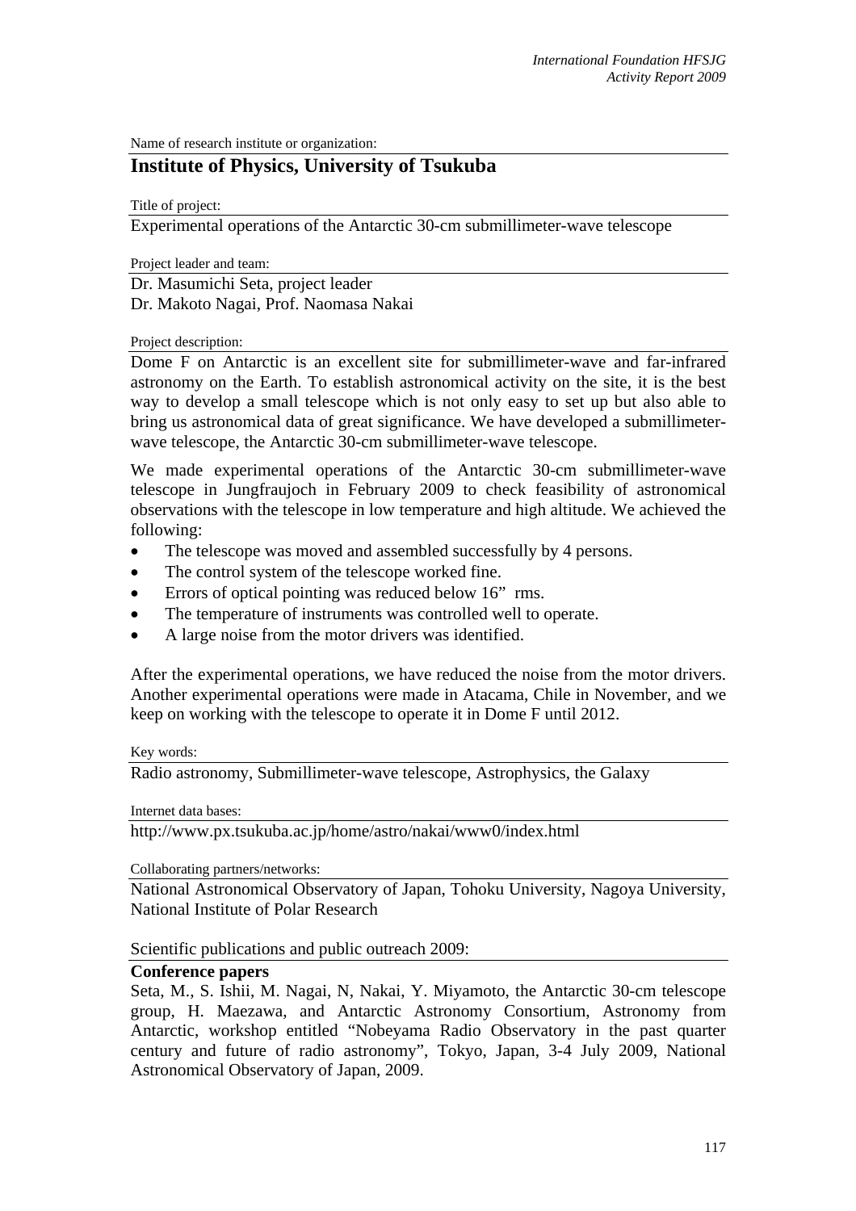Name of research institute or organization:

# Institute of Physics, University of Tsukuba

Title of project:

Experimental operations of the Antarctic 30-cm submillimeter-wave telescope

Project leader and team:

Dr. Masumichi Seta, project leader
Dr. Makoto Nagai, Prof. Naomasa Nakai

Project description:

Dome F on Antarctic is an excellent site for submillimeter-wave and far-infrared astronomy on the Earth. To establish astronomical activity on the site, it is the best way to develop a small telescope which is not only easy to set up but also able to bring us astronomical data of great significance. We have developed a submillimeter-wave telescope, the Antarctic 30-cm submillimeter-wave telescope.

We made experimental operations of the Antarctic 30-cm submillimeter-wave telescope in Jungfraujoch in February 2009 to check feasibility of astronomical observations with the telescope in low temperature and high altitude. We achieved the following:

- The telescope was moved and assembled successfully by 4 persons.
- The control system of the telescope worked fine.
- Errors of optical pointing was reduced below 16" rms.
- The temperature of instruments was controlled well to operate.
- A large noise from the motor drivers was identified.

After the experimental operations, we have reduced the noise from the motor drivers. Another experimental operations were made in Atacama, Chile in November, and we keep on working with the telescope to operate it in Dome F until 2012.

Key words:

Radio astronomy, Submillimeter-wave telescope, Astrophysics, the Galaxy

Internet data bases:

http://www.px.tsukuba.ac.jp/home/astro/nakai/www0/index.html

Collaborating partners/networks:

National Astronomical Observatory of Japan, Tohoku University, Nagoya University, National Institute of Polar Research

Scientific publications and public outreach 2009:

**Conference papers**

Seta, M., S. Ishii, M. Nagai, N, Nakai, Y. Miyamoto, the Antarctic 30-cm telescope group, H. Maezawa, and Antarctic Astronomy Consortium, Astronomy from Antarctic, workshop entitled "Nobeyama Radio Observatory in the past quarter century and future of radio astronomy", Tokyo, Japan, 3-4 July 2009, National Astronomical Observatory of Japan, 2009.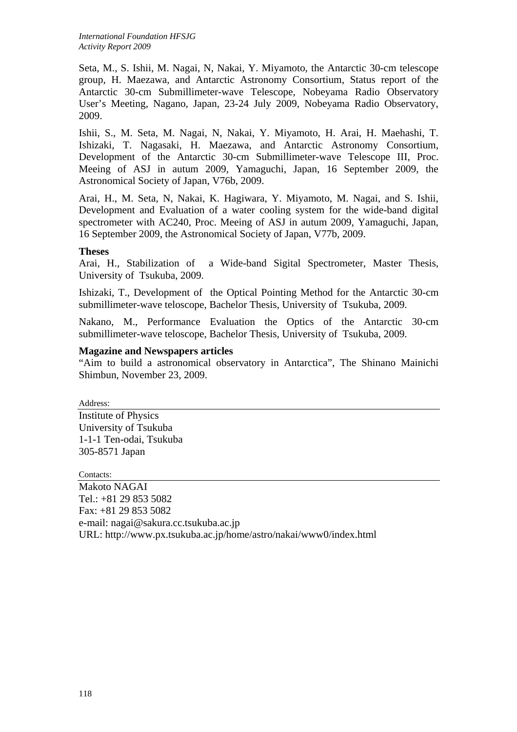Seta, M., S. Ishii, M. Nagai, N, Nakai, Y. Miyamoto, the Antarctic 30-cm telescope group, H. Maezawa, and Antarctic Astronomy Consortium, Status report of the Antarctic 30-cm Submillimeter-wave Telescope, Nobeyama Radio Observatory User's Meeting, Nagano, Japan, 23-24 July 2009, Nobeyama Radio Observatory, 2009.

Ishii, S., M. Seta, M. Nagai, N, Nakai, Y. Miyamoto, H. Arai, H. Maehashi, T. Ishizaki, T. Nagasaki, H. Maezawa, and Antarctic Astronomy Consortium, Development of the Antarctic 30-cm Submillimeter-wave Telescope III, Proc. Meeing of ASJ in autum 2009, Yamaguchi, Japan, 16 September 2009, the Astronomical Society of Japan, V76b, 2009.

Arai, H., M. Seta, N, Nakai, K. Hagiwara, Y. Miyamoto, M. Nagai, and S. Ishii, Development and Evaluation of a water cooling system for the wide-band digital spectrometer with AC240, Proc. Meeing of ASJ in autum 2009, Yamaguchi, Japan, 16 September 2009, the Astronomical Society of Japan, V77b, 2009.

**Theses**

Arai, H., Stabilization of a Wide-band Sigital Spectrometer, Master Thesis, University of Tsukuba, 2009.

Ishizaki, T., Development of the Optical Pointing Method for the Antarctic 30-cm submillimeter-wave teloscope, Bachelor Thesis, University of Tsukuba, 2009.

Nakano, M., Performance Evaluation the Optics of the Antarctic 30-cm submillimeter-wave teloscope, Bachelor Thesis, University of Tsukuba, 2009.

**Magazine and Newspapers articles**

"Aim to build a astronomical observatory in Antarctica", The Shinano Mainichi Shimbun, November 23, 2009.

Address:

Institute of Physics
University of Tsukuba
1-1-1 Ten-odai, Tsukuba
305-8571 Japan

Contacts:

Makoto NAGAI
Tel.: +81 29 853 5082
Fax: +81 29 853 5082
e-mail: nagai@sakura.cc.tsukuba.ac.jp
URL: http://www.px.tsukuba.ac.jp/home/astro/nakai/www0/index.html